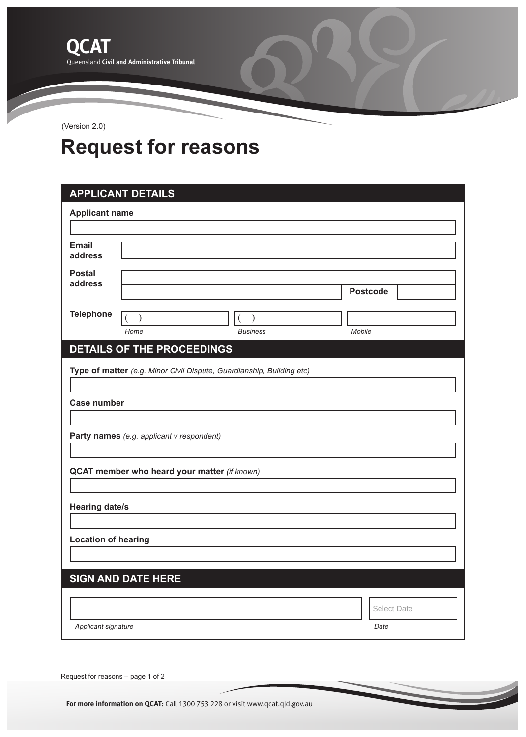QCAT

Queensland **Civil and Administrative Tribunal**

(Version 2.0)

# Request for reasons

## APPLICANT DETAILS

**Applicant name**

**Email address**

**Postal address**

**Postcode**

**Telephone**

( ) *Home*

( ) *Business*

*Mobile*

## DETAILS OF THE PROCEEDINGS

**Type of matter** *(e.g. Minor Civil Dispute, Guardianship, Building etc)*

**Case number**

**Party names** *(e.g. applicant v respondent)*

**QCAT member who heard your matter** *(if known)*

**Hearing date/s**

**Location of hearing**

## SIGN AND DATE HERE

*Applicant signature*

Select Date

*Date*

**For more information on QCAT:** Call 1300 753 228 or visit www.qcat.qld.gov.au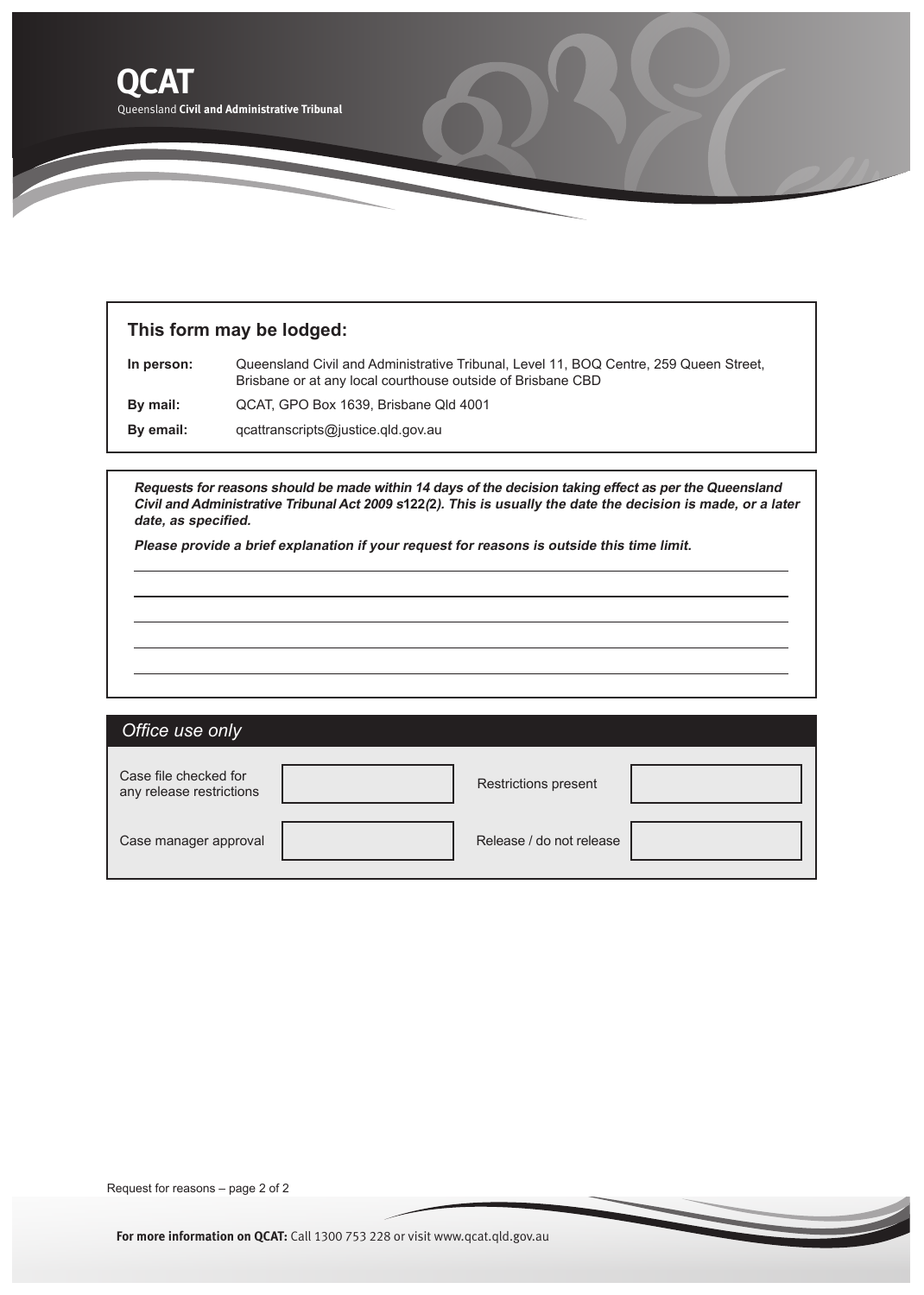**QCAT**

Queensland **Civil and Administrative Tribunal**

### This form may be lodged:

| | |
|---|---|
| **In person:** | Queensland Civil and Administrative Tribunal, Level 11, BOQ Centre, 259 Queen Street, Brisbane or at any local courthouse outside of Brisbane CBD |
| **By mail:** | QCAT, GPO Box 1639, Brisbane Qld 4001 |
| **By email:** | qcattranscripts@justice.qld.gov.au |

***Requests for reasons should be made within 14 days of the decision taking effect as per the Queensland Civil and Administrative Tribunal Act 2009 s122(2). This is usually the date the decision is made, or a later date, as specified.***

***Please provide a brief explanation if your request for reasons is outside this time limit.***

\_\_\_\_\_\_\_\_\_\_\_\_\_\_\_\_\_\_\_\_\_\_\_\_\_\_\_\_\_\_\_\_\_\_\_\_\_\_\_\_\_\_\_\_\_\_\_\_\_\_\_\_\_\_\_\_\_\_\_\_\_\_\_\_\_\_\_\_\_\_\_\_

\_\_\_\_\_\_\_\_\_\_\_\_\_\_\_\_\_\_\_\_\_\_\_\_\_\_\_\_\_\_\_\_\_\_\_\_\_\_\_\_\_\_\_\_\_\_\_\_\_\_\_\_\_\_\_\_\_\_\_\_\_\_\_\_\_\_\_\_\_\_\_\_

\_\_\_\_\_\_\_\_\_\_\_\_\_\_\_\_\_\_\_\_\_\_\_\_\_\_\_\_\_\_\_\_\_\_\_\_\_\_\_\_\_\_\_\_\_\_\_\_\_\_\_\_\_\_\_\_\_\_\_\_\_\_\_\_\_\_\_\_\_\_\_\_

\_\_\_\_\_\_\_\_\_\_\_\_\_\_\_\_\_\_\_\_\_\_\_\_\_\_\_\_\_\_\_\_\_\_\_\_\_\_\_\_\_\_\_\_\_\_\_\_\_\_\_\_\_\_\_\_\_\_\_\_\_\_\_\_\_\_\_\_\_\_\_\_

\_\_\_\_\_\_\_\_\_\_\_\_\_\_\_\_\_\_\_\_\_\_\_\_\_\_\_\_\_\_\_\_\_\_\_\_\_\_\_\_\_\_\_\_\_\_\_\_\_\_\_\_\_\_\_\_\_\_\_\_\_\_\_\_\_\_\_\_\_\_\_\_

### *Office use only*

| | | | |
|---|---|---|---|
| Case file checked for any release restrictions | | Restrictions present | |
| Case manager approval | | Release / do not release | |

**For more information on QCAT:** Call 1300 753 228 or visit www.qcat.qld.gov.au